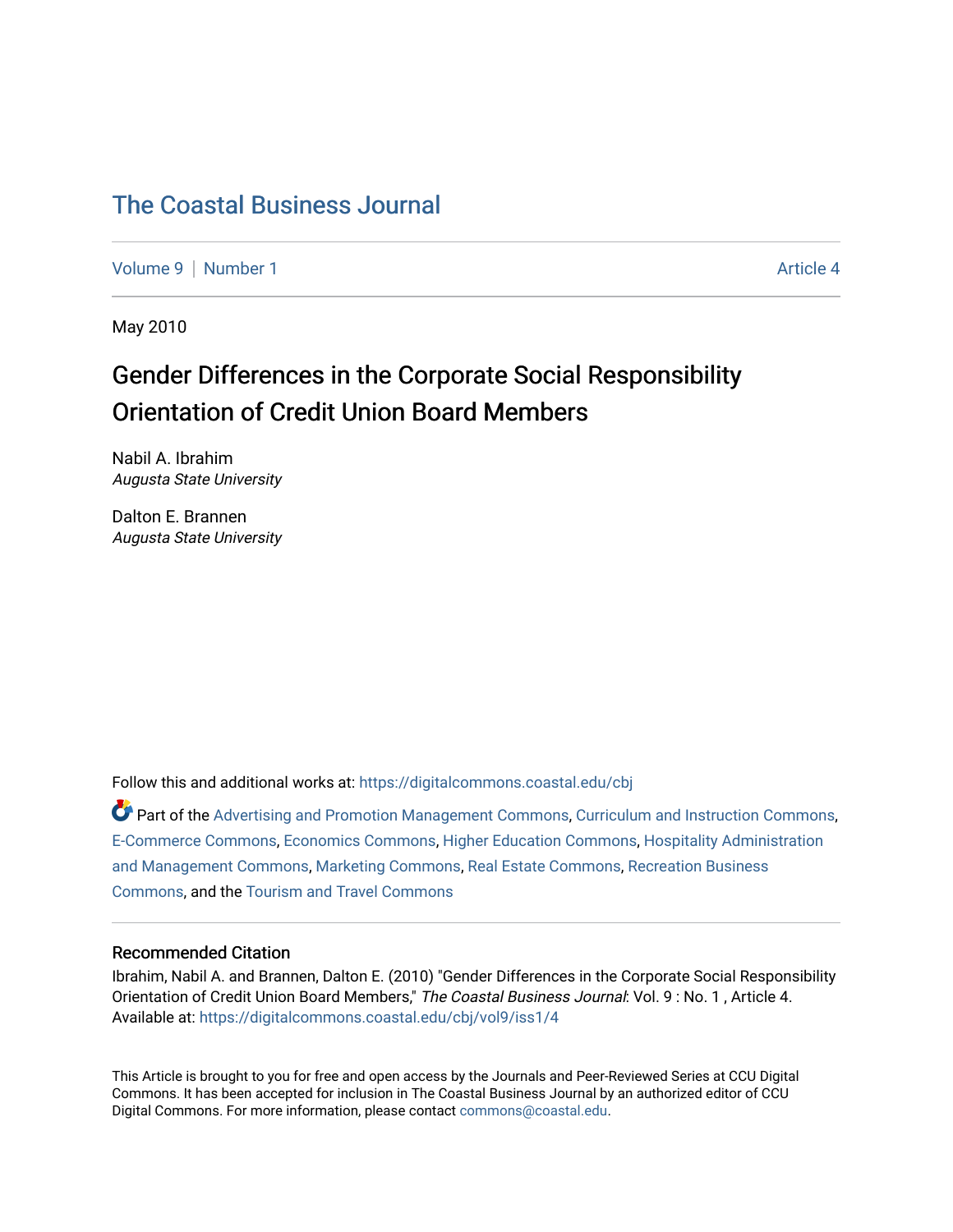# The Coastal Business Journal

Volume 9 | Number 1 Article 4

May 2010

## Gender Differences in the Corporate Social Responsibility Orientation of Credit Union Board Members

Nabil A. Ibrahim
*Augusta State University*

Dalton E. Brannen
*Augusta State University*

Follow this and additional works at: https://digitalcommons.coastal.edu/cbj

Part of the Advertising and Promotion Management Commons, Curriculum and Instruction Commons, E-Commerce Commons, Economics Commons, Higher Education Commons, Hospitality Administration and Management Commons, Marketing Commons, Real Estate Commons, Recreation Business Commons, and the Tourism and Travel Commons

### Recommended Citation

Ibrahim, Nabil A. and Brannen, Dalton E. (2010) "Gender Differences in the Corporate Social Responsibility Orientation of Credit Union Board Members," *The Coastal Business Journal*: Vol. 9 : No. 1 , Article 4. Available at: https://digitalcommons.coastal.edu/cbj/vol9/iss1/4

This Article is brought to you for free and open access by the Journals and Peer-Reviewed Series at CCU Digital Commons. It has been accepted for inclusion in The Coastal Business Journal by an authorized editor of CCU Digital Commons. For more information, please contact commons@coastal.edu.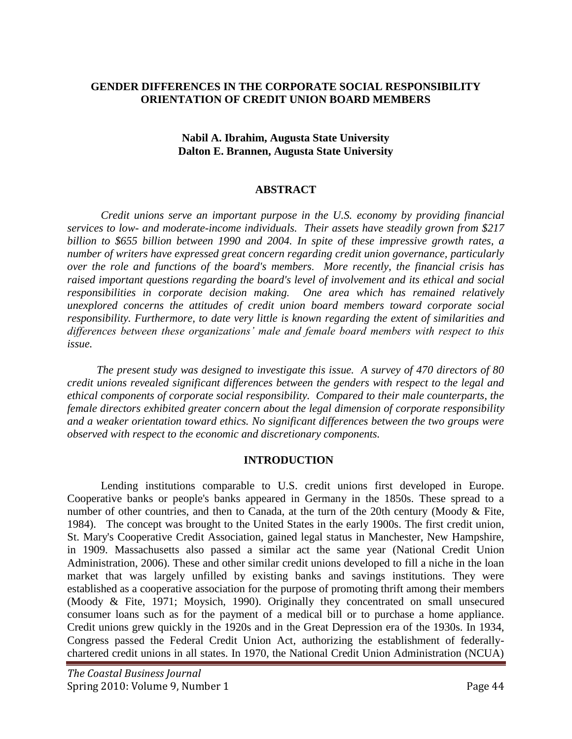# GENDER DIFFERENCES IN THE CORPORATE SOCIAL RESPONSIBILITY ORIENTATION OF CREDIT UNION BOARD MEMBERS

**Nabil A. Ibrahim, Augusta State University**
**Dalton E. Brannen, Augusta State University**

## ABSTRACT

*Credit unions serve an important purpose in the U.S. economy by providing financial services to low- and moderate-income individuals. Their assets have steadily grown from $217 billion to $655 billion between 1990 and 2004. In spite of these impressive growth rates, a number of writers have expressed great concern regarding credit union governance, particularly over the role and functions of the board's members. More recently, the financial crisis has raised important questions regarding the board's level of involvement and its ethical and social responsibilities in corporate decision making. One area which has remained relatively unexplored concerns the attitudes of credit union board members toward corporate social responsibility. Furthermore, to date very little is known regarding the extent of similarities and differences between these organizations' male and female board members with respect to this issue.*

*The present study was designed to investigate this issue. A survey of 470 directors of 80 credit unions revealed significant differences between the genders with respect to the legal and ethical components of corporate social responsibility. Compared to their male counterparts, the female directors exhibited greater concern about the legal dimension of corporate responsibility and a weaker orientation toward ethics. No significant differences between the two groups were observed with respect to the economic and discretionary components.*

## INTRODUCTION

Lending institutions comparable to U.S. credit unions first developed in Europe. Cooperative banks or people's banks appeared in Germany in the 1850s. These spread to a number of other countries, and then to Canada, at the turn of the 20th century (Moody & Fite, 1984). The concept was brought to the United States in the early 1900s. The first credit union, St. Mary's Cooperative Credit Association, gained legal status in Manchester, New Hampshire, in 1909. Massachusetts also passed a similar act the same year (National Credit Union Administration, 2006). These and other similar credit unions developed to fill a niche in the loan market that was largely unfilled by existing banks and savings institutions. They were established as a cooperative association for the purpose of promoting thrift among their members (Moody & Fite, 1971; Moysich, 1990). Originally they concentrated on small unsecured consumer loans such as for the payment of a medical bill or to purchase a home appliance. Credit unions grew quickly in the 1920s and in the Great Depression era of the 1930s. In 1934, Congress passed the Federal Credit Union Act, authorizing the establishment of federally-chartered credit unions in all states. In 1970, the National Credit Union Administration (NCUA)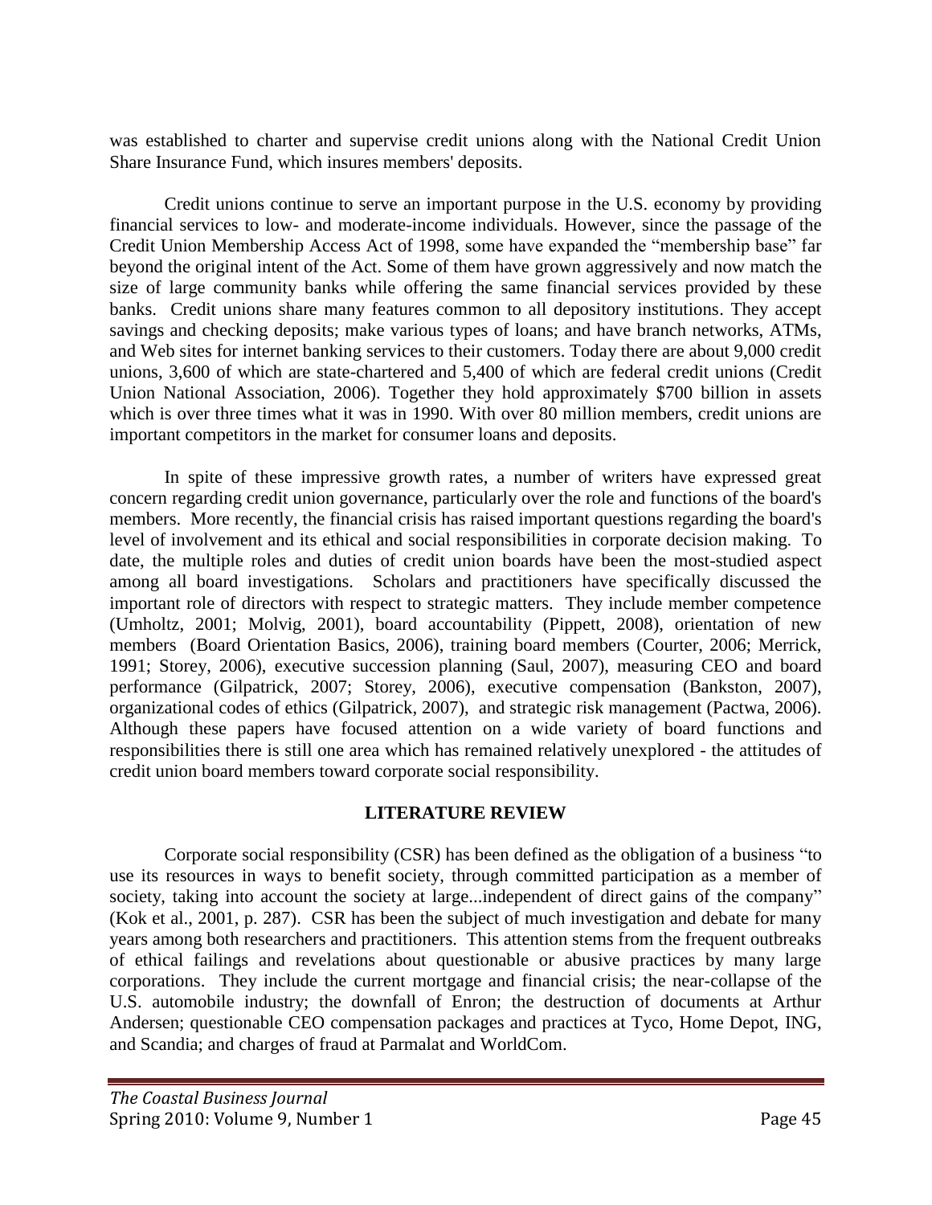was established to charter and supervise credit unions along with the National Credit Union Share Insurance Fund, which insures members' deposits.

Credit unions continue to serve an important purpose in the U.S. economy by providing financial services to low- and moderate-income individuals. However, since the passage of the Credit Union Membership Access Act of 1998, some have expanded the "membership base" far beyond the original intent of the Act. Some of them have grown aggressively and now match the size of large community banks while offering the same financial services provided by these banks. Credit unions share many features common to all depository institutions. They accept savings and checking deposits; make various types of loans; and have branch networks, ATMs, and Web sites for internet banking services to their customers. Today there are about 9,000 credit unions, 3,600 of which are state-chartered and 5,400 of which are federal credit unions (Credit Union National Association, 2006). Together they hold approximately $700 billion in assets which is over three times what it was in 1990. With over 80 million members, credit unions are important competitors in the market for consumer loans and deposits.

In spite of these impressive growth rates, a number of writers have expressed great concern regarding credit union governance, particularly over the role and functions of the board's members. More recently, the financial crisis has raised important questions regarding the board's level of involvement and its ethical and social responsibilities in corporate decision making. To date, the multiple roles and duties of credit union boards have been the most-studied aspect among all board investigations. Scholars and practitioners have specifically discussed the important role of directors with respect to strategic matters. They include member competence (Umholtz, 2001; Molvig, 2001), board accountability (Pippett, 2008), orientation of new members (Board Orientation Basics, 2006), training board members (Courter, 2006; Merrick, 1991; Storey, 2006), executive succession planning (Saul, 2007), measuring CEO and board performance (Gilpatrick, 2007; Storey, 2006), executive compensation (Bankston, 2007), organizational codes of ethics (Gilpatrick, 2007), and strategic risk management (Pactwa, 2006). Although these papers have focused attention on a wide variety of board functions and responsibilities there is still one area which has remained relatively unexplored - the attitudes of credit union board members toward corporate social responsibility.

## LITERATURE REVIEW

Corporate social responsibility (CSR) has been defined as the obligation of a business "to use its resources in ways to benefit society, through committed participation as a member of society, taking into account the society at large...independent of direct gains of the company" (Kok et al., 2001, p. 287). CSR has been the subject of much investigation and debate for many years among both researchers and practitioners. This attention stems from the frequent outbreaks of ethical failings and revelations about questionable or abusive practices by many large corporations. They include the current mortgage and financial crisis; the near-collapse of the U.S. automobile industry; the downfall of Enron; the destruction of documents at Arthur Andersen; questionable CEO compensation packages and practices at Tyco, Home Depot, ING, and Scandia; and charges of fraud at Parmalat and WorldCom.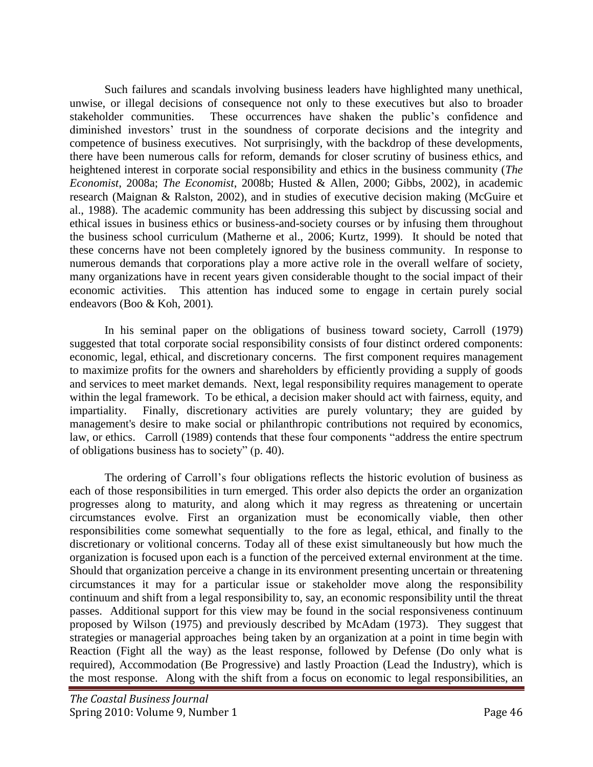Such failures and scandals involving business leaders have highlighted many unethical, unwise, or illegal decisions of consequence not only to these executives but also to broader stakeholder communities. These occurrences have shaken the public's confidence and diminished investors' trust in the soundness of corporate decisions and the integrity and competence of business executives. Not surprisingly, with the backdrop of these developments, there have been numerous calls for reform, demands for closer scrutiny of business ethics, and heightened interest in corporate social responsibility and ethics in the business community (*The Economist*, 2008a; *The Economist*, 2008b; Husted & Allen, 2000; Gibbs, 2002), in academic research (Maignan & Ralston, 2002), and in studies of executive decision making (McGuire et al., 1988). The academic community has been addressing this subject by discussing social and ethical issues in business ethics or business-and-society courses or by infusing them throughout the business school curriculum (Matherne et al., 2006; Kurtz, 1999). It should be noted that these concerns have not been completely ignored by the business community. In response to numerous demands that corporations play a more active role in the overall welfare of society, many organizations have in recent years given considerable thought to the social impact of their economic activities. This attention has induced some to engage in certain purely social endeavors (Boo & Koh, 2001).

In his seminal paper on the obligations of business toward society, Carroll (1979) suggested that total corporate social responsibility consists of four distinct ordered components: economic, legal, ethical, and discretionary concerns. The first component requires management to maximize profits for the owners and shareholders by efficiently providing a supply of goods and services to meet market demands. Next, legal responsibility requires management to operate within the legal framework. To be ethical, a decision maker should act with fairness, equity, and impartiality. Finally, discretionary activities are purely voluntary; they are guided by management's desire to make social or philanthropic contributions not required by economics, law, or ethics. Carroll (1989) contends that these four components "address the entire spectrum of obligations business has to society" (p. 40).

The ordering of Carroll's four obligations reflects the historic evolution of business as each of those responsibilities in turn emerged. This order also depicts the order an organization progresses along to maturity, and along which it may regress as threatening or uncertain circumstances evolve. First an organization must be economically viable, then other responsibilities come somewhat sequentially to the fore as legal, ethical, and finally to the discretionary or volitional concerns. Today all of these exist simultaneously but how much the organization is focused upon each is a function of the perceived external environment at the time. Should that organization perceive a change in its environment presenting uncertain or threatening circumstances it may for a particular issue or stakeholder move along the responsibility continuum and shift from a legal responsibility to, say, an economic responsibility until the threat passes. Additional support for this view may be found in the social responsiveness continuum proposed by Wilson (1975) and previously described by McAdam (1973). They suggest that strategies or managerial approaches being taken by an organization at a point in time begin with Reaction (Fight all the way) as the least response, followed by Defense (Do only what is required), Accommodation (Be Progressive) and lastly Proaction (Lead the Industry), which is the most response. Along with the shift from a focus on economic to legal responsibilities, an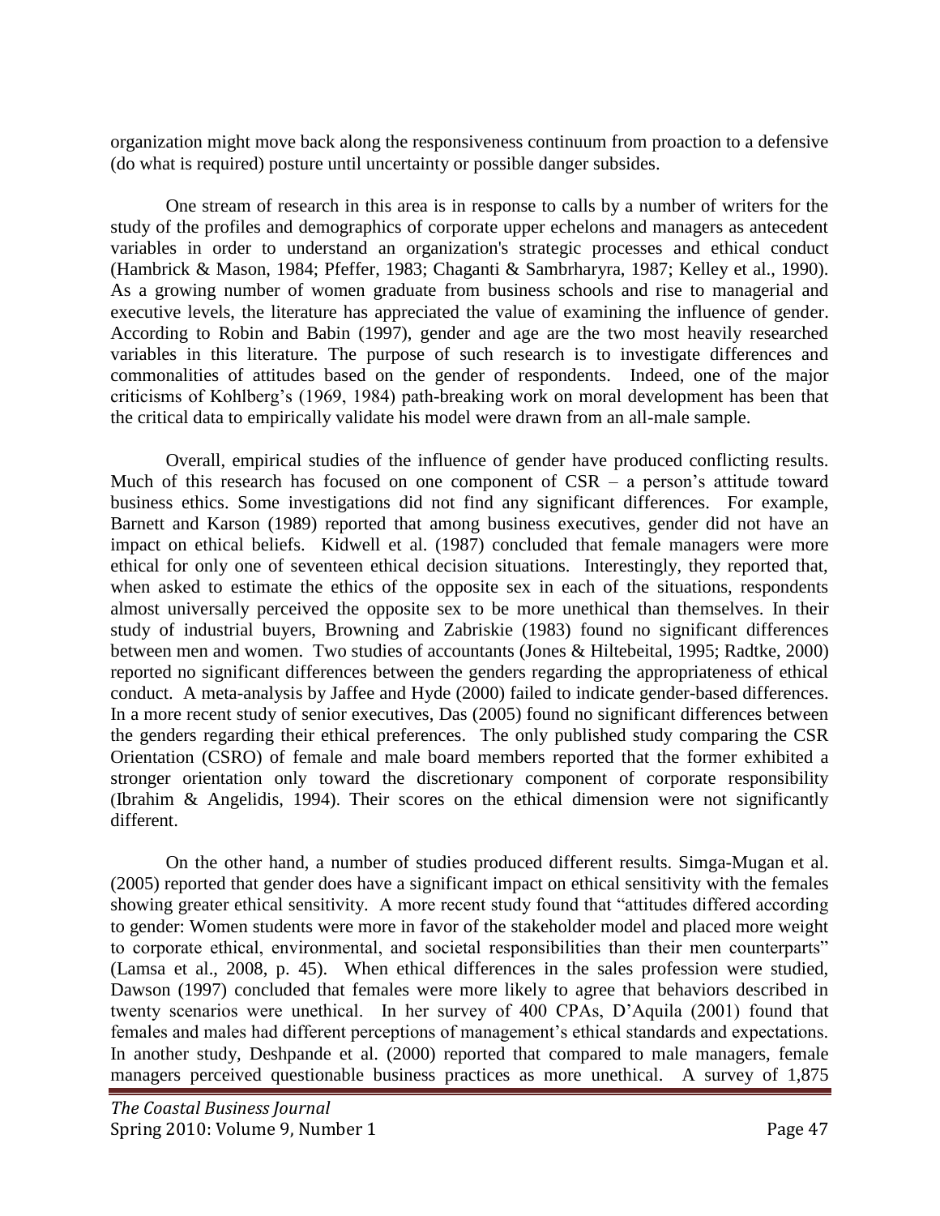organization might move back along the responsiveness continuum from proaction to a defensive (do what is required) posture until uncertainty or possible danger subsides.

One stream of research in this area is in response to calls by a number of writers for the study of the profiles and demographics of corporate upper echelons and managers as antecedent variables in order to understand an organization's strategic processes and ethical conduct (Hambrick & Mason, 1984; Pfeffer, 1983; Chaganti & Sambrharyra, 1987; Kelley et al., 1990). As a growing number of women graduate from business schools and rise to managerial and executive levels, the literature has appreciated the value of examining the influence of gender. According to Robin and Babin (1997), gender and age are the two most heavily researched variables in this literature. The purpose of such research is to investigate differences and commonalities of attitudes based on the gender of respondents. Indeed, one of the major criticisms of Kohlberg's (1969, 1984) path-breaking work on moral development has been that the critical data to empirically validate his model were drawn from an all-male sample.

Overall, empirical studies of the influence of gender have produced conflicting results. Much of this research has focused on one component of CSR – a person's attitude toward business ethics. Some investigations did not find any significant differences. For example, Barnett and Karson (1989) reported that among business executives, gender did not have an impact on ethical beliefs. Kidwell et al. (1987) concluded that female managers were more ethical for only one of seventeen ethical decision situations. Interestingly, they reported that, when asked to estimate the ethics of the opposite sex in each of the situations, respondents almost universally perceived the opposite sex to be more unethical than themselves. In their study of industrial buyers, Browning and Zabriskie (1983) found no significant differences between men and women. Two studies of accountants (Jones & Hiltebeital, 1995; Radtke, 2000) reported no significant differences between the genders regarding the appropriateness of ethical conduct. A meta-analysis by Jaffee and Hyde (2000) failed to indicate gender-based differences. In a more recent study of senior executives, Das (2005) found no significant differences between the genders regarding their ethical preferences. The only published study comparing the CSR Orientation (CSRO) of female and male board members reported that the former exhibited a stronger orientation only toward the discretionary component of corporate responsibility (Ibrahim & Angelidis, 1994). Their scores on the ethical dimension were not significantly different.

On the other hand, a number of studies produced different results. Simga-Mugan et al. (2005) reported that gender does have a significant impact on ethical sensitivity with the females showing greater ethical sensitivity. A more recent study found that "attitudes differed according to gender: Women students were more in favor of the stakeholder model and placed more weight to corporate ethical, environmental, and societal responsibilities than their men counterparts" (Lamsa et al., 2008, p. 45). When ethical differences in the sales profession were studied, Dawson (1997) concluded that females were more likely to agree that behaviors described in twenty scenarios were unethical. In her survey of 400 CPAs, D'Aquila (2001) found that females and males had different perceptions of management's ethical standards and expectations. In another study, Deshpande et al. (2000) reported that compared to male managers, female managers perceived questionable business practices as more unethical. A survey of 1,875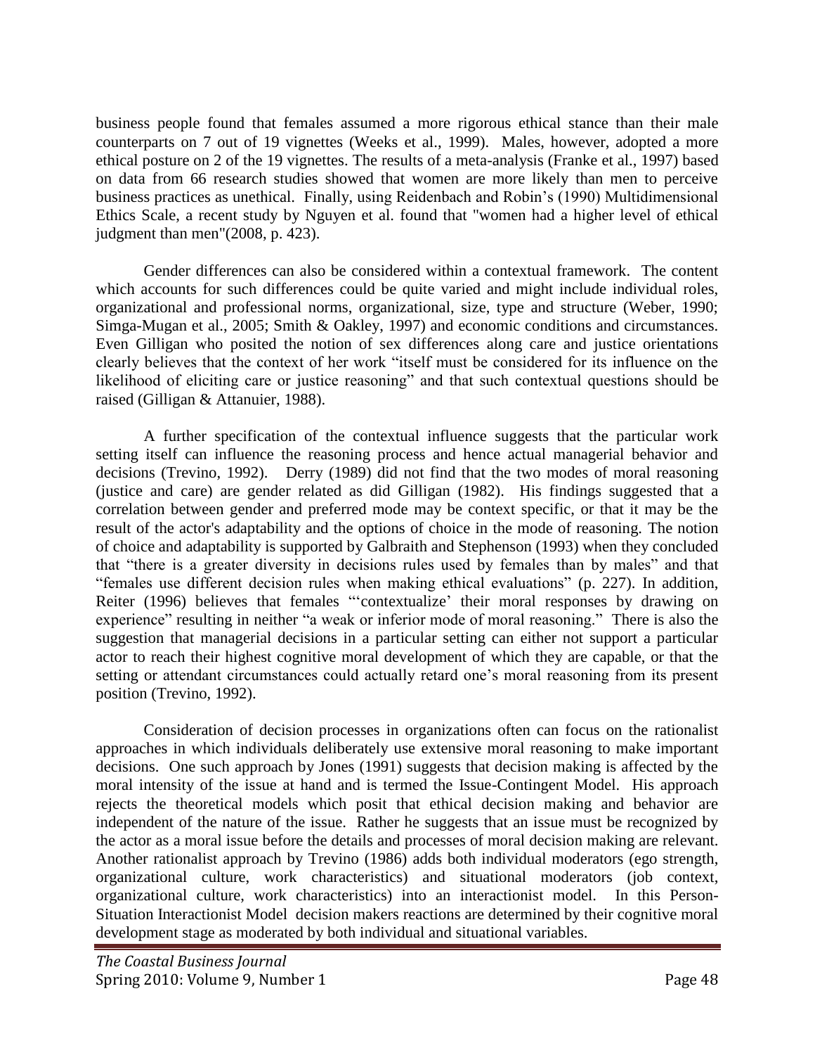business people found that females assumed a more rigorous ethical stance than their male counterparts on 7 out of 19 vignettes (Weeks et al., 1999). Males, however, adopted a more ethical posture on 2 of the 19 vignettes. The results of a meta-analysis (Franke et al., 1997) based on data from 66 research studies showed that women are more likely than men to perceive business practices as unethical. Finally, using Reidenbach and Robin's (1990) Multidimensional Ethics Scale, a recent study by Nguyen et al. found that "women had a higher level of ethical judgment than men"(2008, p. 423).

Gender differences can also be considered within a contextual framework. The content which accounts for such differences could be quite varied and might include individual roles, organizational and professional norms, organizational, size, type and structure (Weber, 1990; Simga-Mugan et al., 2005; Smith & Oakley, 1997) and economic conditions and circumstances. Even Gilligan who posited the notion of sex differences along care and justice orientations clearly believes that the context of her work "itself must be considered for its influence on the likelihood of eliciting care or justice reasoning" and that such contextual questions should be raised (Gilligan & Attanuier, 1988).

A further specification of the contextual influence suggests that the particular work setting itself can influence the reasoning process and hence actual managerial behavior and decisions (Trevino, 1992). Derry (1989) did not find that the two modes of moral reasoning (justice and care) are gender related as did Gilligan (1982). His findings suggested that a correlation between gender and preferred mode may be context specific, or that it may be the result of the actor's adaptability and the options of choice in the mode of reasoning. The notion of choice and adaptability is supported by Galbraith and Stephenson (1993) when they concluded that "there is a greater diversity in decisions rules used by females than by males" and that "females use different decision rules when making ethical evaluations" (p. 227). In addition, Reiter (1996) believes that females "'contextualize' their moral responses by drawing on experience" resulting in neither "a weak or inferior mode of moral reasoning." There is also the suggestion that managerial decisions in a particular setting can either not support a particular actor to reach their highest cognitive moral development of which they are capable, or that the setting or attendant circumstances could actually retard one's moral reasoning from its present position (Trevino, 1992).

Consideration of decision processes in organizations often can focus on the rationalist approaches in which individuals deliberately use extensive moral reasoning to make important decisions. One such approach by Jones (1991) suggests that decision making is affected by the moral intensity of the issue at hand and is termed the Issue-Contingent Model. His approach rejects the theoretical models which posit that ethical decision making and behavior are independent of the nature of the issue. Rather he suggests that an issue must be recognized by the actor as a moral issue before the details and processes of moral decision making are relevant. Another rationalist approach by Trevino (1986) adds both individual moderators (ego strength, organizational culture, work characteristics) and situational moderators (job context, organizational culture, work characteristics) into an interactionist model. In this Person-Situation Interactionist Model decision makers reactions are determined by their cognitive moral development stage as moderated by both individual and situational variables.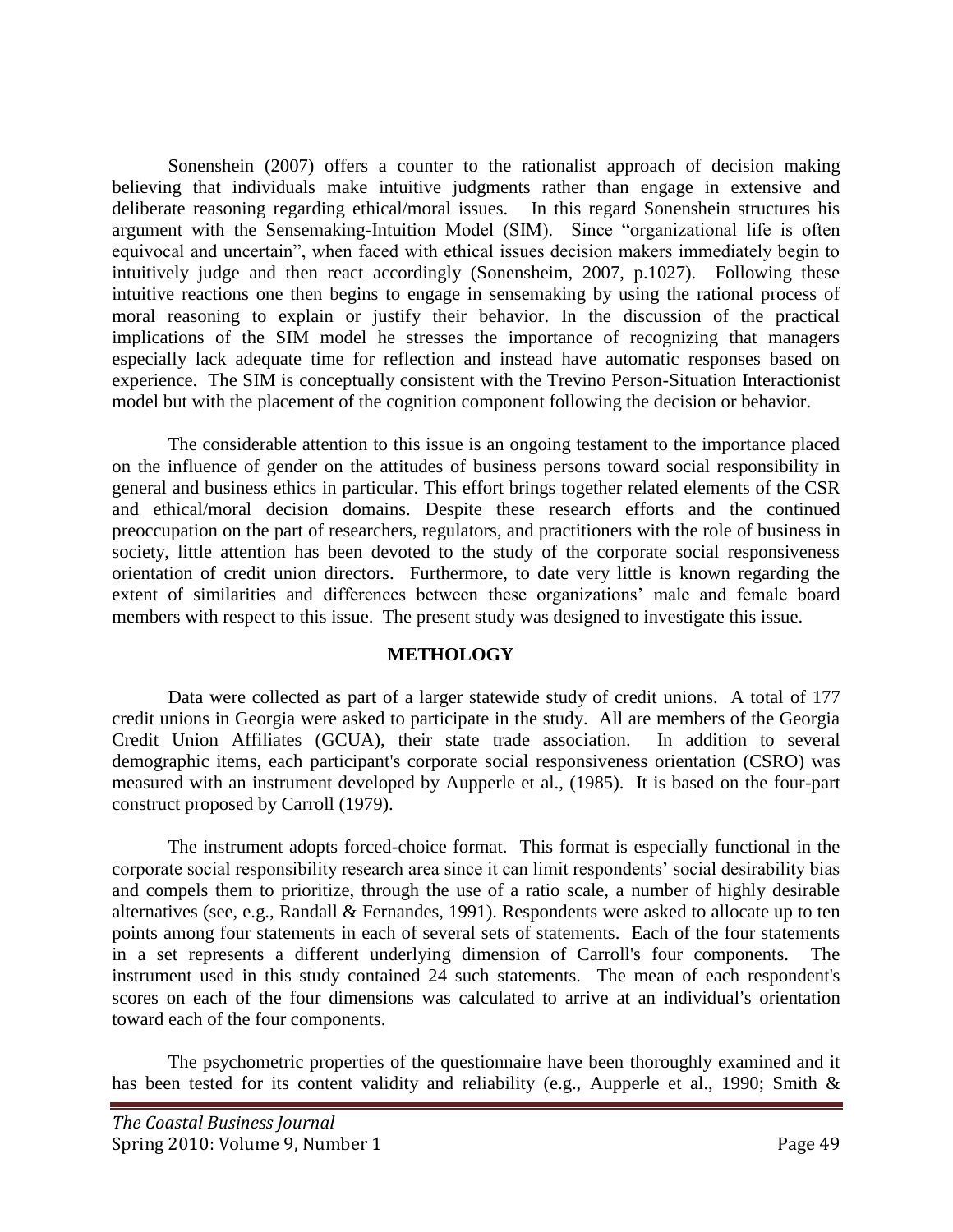Sonenshein (2007) offers a counter to the rationalist approach of decision making believing that individuals make intuitive judgments rather than engage in extensive and deliberate reasoning regarding ethical/moral issues. In this regard Sonenshein structures his argument with the Sensemaking-Intuition Model (SIM). Since "organizational life is often equivocal and uncertain", when faced with ethical issues decision makers immediately begin to intuitively judge and then react accordingly (Sonensheim, 2007, p.1027). Following these intuitive reactions one then begins to engage in sensemaking by using the rational process of moral reasoning to explain or justify their behavior. In the discussion of the practical implications of the SIM model he stresses the importance of recognizing that managers especially lack adequate time for reflection and instead have automatic responses based on experience. The SIM is conceptually consistent with the Trevino Person-Situation Interactionist model but with the placement of the cognition component following the decision or behavior.

The considerable attention to this issue is an ongoing testament to the importance placed on the influence of gender on the attitudes of business persons toward social responsibility in general and business ethics in particular. This effort brings together related elements of the CSR and ethical/moral decision domains. Despite these research efforts and the continued preoccupation on the part of researchers, regulators, and practitioners with the role of business in society, little attention has been devoted to the study of the corporate social responsiveness orientation of credit union directors. Furthermore, to date very little is known regarding the extent of similarities and differences between these organizations' male and female board members with respect to this issue. The present study was designed to investigate this issue.

## METHOLOGY

Data were collected as part of a larger statewide study of credit unions. A total of 177 credit unions in Georgia were asked to participate in the study. All are members of the Georgia Credit Union Affiliates (GCUA), their state trade association. In addition to several demographic items, each participant's corporate social responsiveness orientation (CSRO) was measured with an instrument developed by Aupperle et al., (1985). It is based on the four-part construct proposed by Carroll (1979).

The instrument adopts forced-choice format. This format is especially functional in the corporate social responsibility research area since it can limit respondents' social desirability bias and compels them to prioritize, through the use of a ratio scale, a number of highly desirable alternatives (see, e.g., Randall & Fernandes, 1991). Respondents were asked to allocate up to ten points among four statements in each of several sets of statements. Each of the four statements in a set represents a different underlying dimension of Carroll's four components. The instrument used in this study contained 24 such statements. The mean of each respondent's scores on each of the four dimensions was calculated to arrive at an individual's orientation toward each of the four components.

The psychometric properties of the questionnaire have been thoroughly examined and it has been tested for its content validity and reliability (e.g., Aupperle et al., 1990; Smith &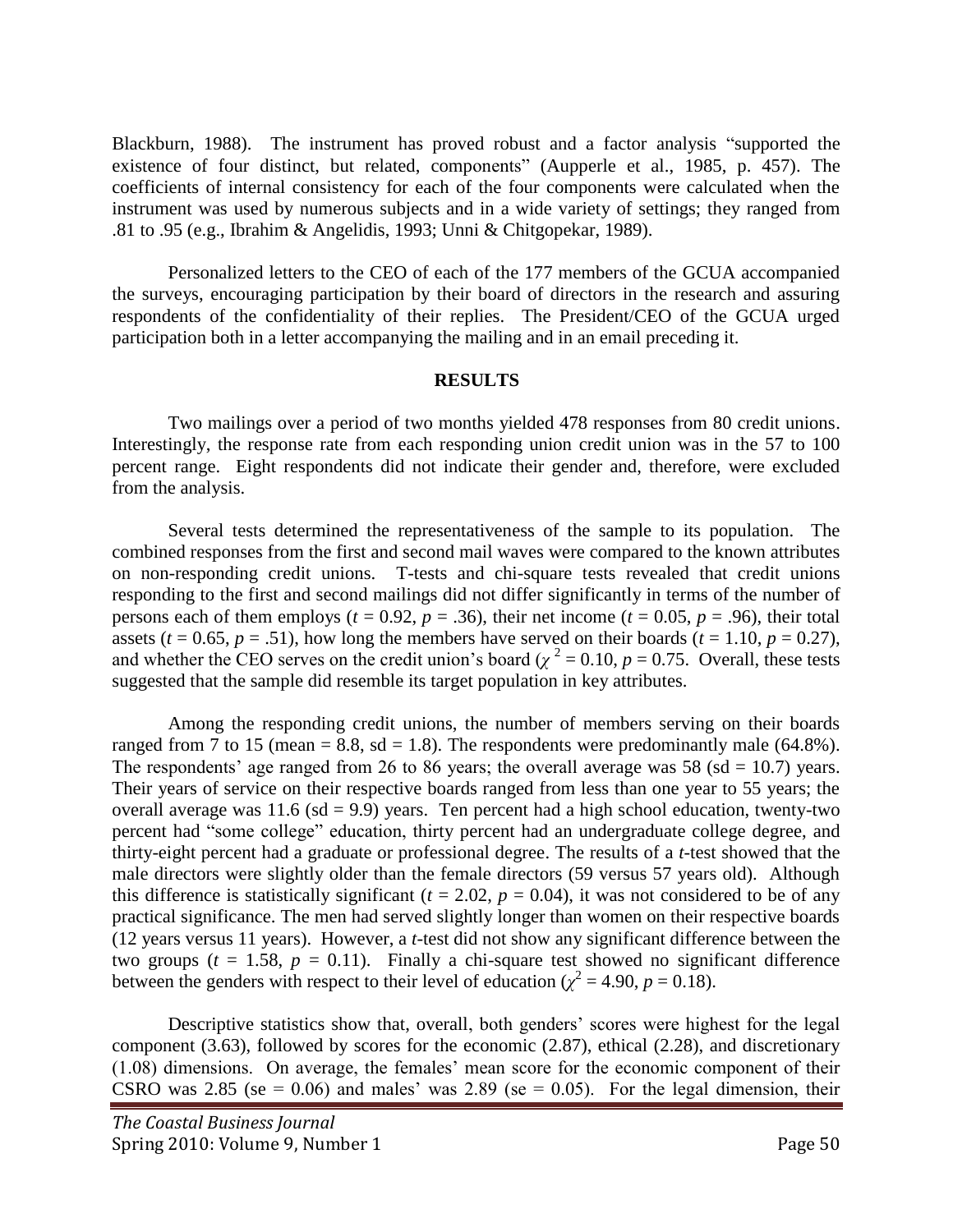Blackburn, 1988). The instrument has proved robust and a factor analysis "supported the existence of four distinct, but related, components" (Aupperle et al., 1985, p. 457). The coefficients of internal consistency for each of the four components were calculated when the instrument was used by numerous subjects and in a wide variety of settings; they ranged from .81 to .95 (e.g., Ibrahim & Angelidis, 1993; Unni & Chitgopekar, 1989).

Personalized letters to the CEO of each of the 177 members of the GCUA accompanied the surveys, encouraging participation by their board of directors in the research and assuring respondents of the confidentiality of their replies. The President/CEO of the GCUA urged participation both in a letter accompanying the mailing and in an email preceding it.

## RESULTS

Two mailings over a period of two months yielded 478 responses from 80 credit unions. Interestingly, the response rate from each responding union credit union was in the 57 to 100 percent range. Eight respondents did not indicate their gender and, therefore, were excluded from the analysis.

Several tests determined the representativeness of the sample to its population. The combined responses from the first and second mail waves were compared to the known attributes on non-responding credit unions. T-tests and chi-square tests revealed that credit unions responding to the first and second mailings did not differ significantly in terms of the number of persons each of them employs ($t$ = 0.92, $p$ = .36), their net income ($t$ = 0.05, $p$ = .96), their total assets ($t$ = 0.65, $p$ = .51), how long the members have served on their boards ($t$ = 1.10, $p$ = 0.27), and whether the CEO serves on the credit union's board ($\chi^2$ = 0.10, $p$ = 0.75. Overall, these tests suggested that the sample did resemble its target population in key attributes.

Among the responding credit unions, the number of members serving on their boards ranged from 7 to 15 (mean = 8.8, sd = 1.8). The respondents were predominantly male (64.8%). The respondents' age ranged from 26 to 86 years; the overall average was 58 (sd = 10.7) years. Their years of service on their respective boards ranged from less than one year to 55 years; the overall average was 11.6 (sd = 9.9) years. Ten percent had a high school education, twenty-two percent had "some college" education, thirty percent had an undergraduate college degree, and thirty-eight percent had a graduate or professional degree. The results of a $t$-test showed that the male directors were slightly older than the female directors (59 versus 57 years old). Although this difference is statistically significant ($t$ = 2.02, $p$ = 0.04), it was not considered to be of any practical significance. The men had served slightly longer than women on their respective boards (12 years versus 11 years). However, a $t$-test did not show any significant difference between the two groups ($t$ = 1.58, $p$ = 0.11). Finally a chi-square test showed no significant difference between the genders with respect to their level of education ($\chi^2$ = 4.90, $p$ = 0.18).

Descriptive statistics show that, overall, both genders' scores were highest for the legal component (3.63), followed by scores for the economic (2.87), ethical (2.28), and discretionary (1.08) dimensions. On average, the females' mean score for the economic component of their CSRO was 2.85 (se = 0.06) and males' was 2.89 (se = 0.05). For the legal dimension, their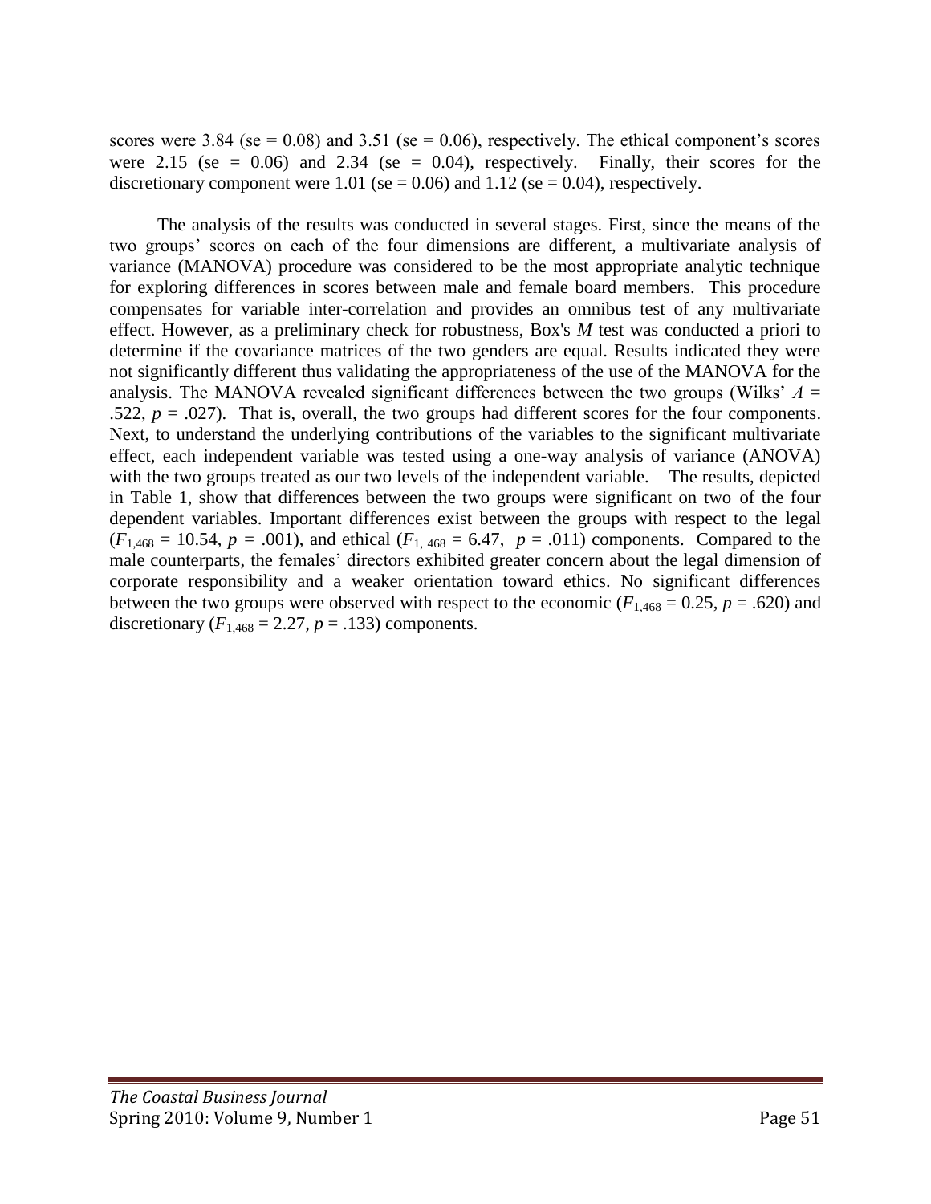scores were 3.84 (se = 0.08) and 3.51 (se = 0.06), respectively. The ethical component's scores were 2.15 (se = 0.06) and 2.34 (se = 0.04), respectively. Finally, their scores for the discretionary component were 1.01 (se = 0.06) and 1.12 (se = 0.04), respectively.

The analysis of the results was conducted in several stages. First, since the means of the two groups' scores on each of the four dimensions are different, a multivariate analysis of variance (MANOVA) procedure was considered to be the most appropriate analytic technique for exploring differences in scores between male and female board members. This procedure compensates for variable inter-correlation and provides an omnibus test of any multivariate effect. However, as a preliminary check for robustness, Box's *M* test was conducted a priori to determine if the covariance matrices of the two genders are equal. Results indicated they were not significantly different thus validating the appropriateness of the use of the MANOVA for the analysis. The MANOVA revealed significant differences between the two groups (Wilks' $\Lambda$ = .522, $p$ = .027). That is, overall, the two groups had different scores for the four components. Next, to understand the underlying contributions of the variables to the significant multivariate effect, each independent variable was tested using a one-way analysis of variance (ANOVA) with the two groups treated as our two levels of the independent variable. The results, depicted in Table 1, show that differences between the two groups were significant on two of the four dependent variables. Important differences exist between the groups with respect to the legal ($F_{1,468}$ = 10.54, $p$ = .001), and ethical ($F_{1,468}$ = 6.47, $p$ = .011) components. Compared to the male counterparts, the females' directors exhibited greater concern about the legal dimension of corporate responsibility and a weaker orientation toward ethics. No significant differences between the two groups were observed with respect to the economic ($F_{1,468}$ = 0.25, $p$ = .620) and discretionary ($F_{1,468}$ = 2.27, $p$ = .133) components.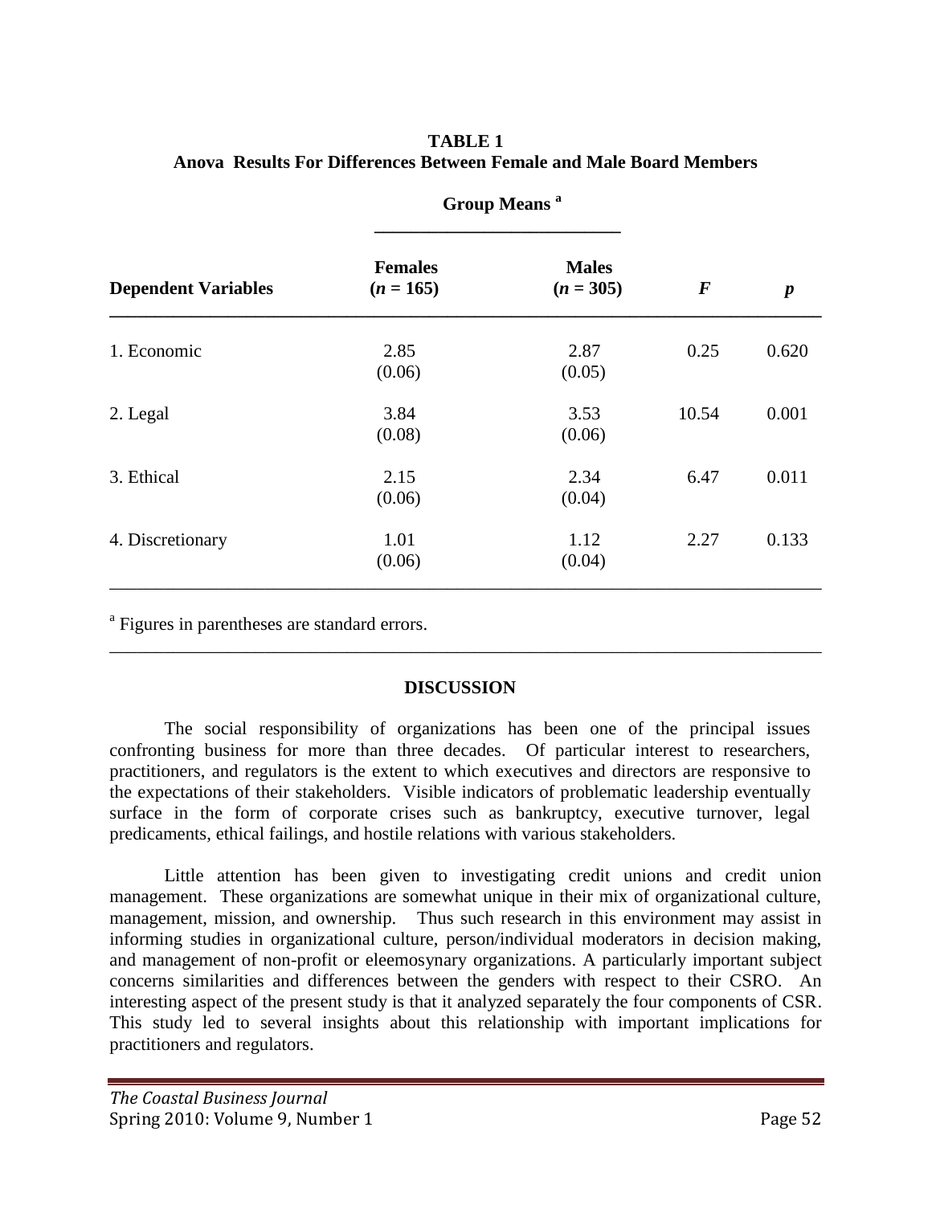**TABLE 1**
**Anova Results For Differences Between Female and Male Board Members**

| | Group Means [a] | | | |
|---|---|---|---|---|
| **Dependent Variables** | **Females ($n$ = 165)** | **Males ($n$ = 305)** | $F$ | $p$ |
| 1. Economic | 2.85 (0.06) | 2.87 (0.05) | 0.25 | 0.620 |
| 2. Legal | 3.84 (0.08) | 3.53 (0.06) | 10.54 | 0.001 |
| 3. Ethical | 2.15 (0.06) | 2.34 (0.04) | 6.47 | 0.011 |
| 4. Discretionary | 1.01 (0.06) | 1.12 (0.04) | 2.27 | 0.133 |

[a] Figures in parentheses are standard errors.

## DISCUSSION

The social responsibility of organizations has been one of the principal issues confronting business for more than three decades. Of particular interest to researchers, practitioners, and regulators is the extent to which executives and directors are responsive to the expectations of their stakeholders. Visible indicators of problematic leadership eventually surface in the form of corporate crises such as bankruptcy, executive turnover, legal predicaments, ethical failings, and hostile relations with various stakeholders.

Little attention has been given to investigating credit unions and credit union management. These organizations are somewhat unique in their mix of organizational culture, management, mission, and ownership. Thus such research in this environment may assist in informing studies in organizational culture, person/individual moderators in decision making, and management of non-profit or eleemosynary organizations. A particularly important subject concerns similarities and differences between the genders with respect to their CSRO. An interesting aspect of the present study is that it analyzed separately the four components of CSR. This study led to several insights about this relationship with important implications for practitioners and regulators.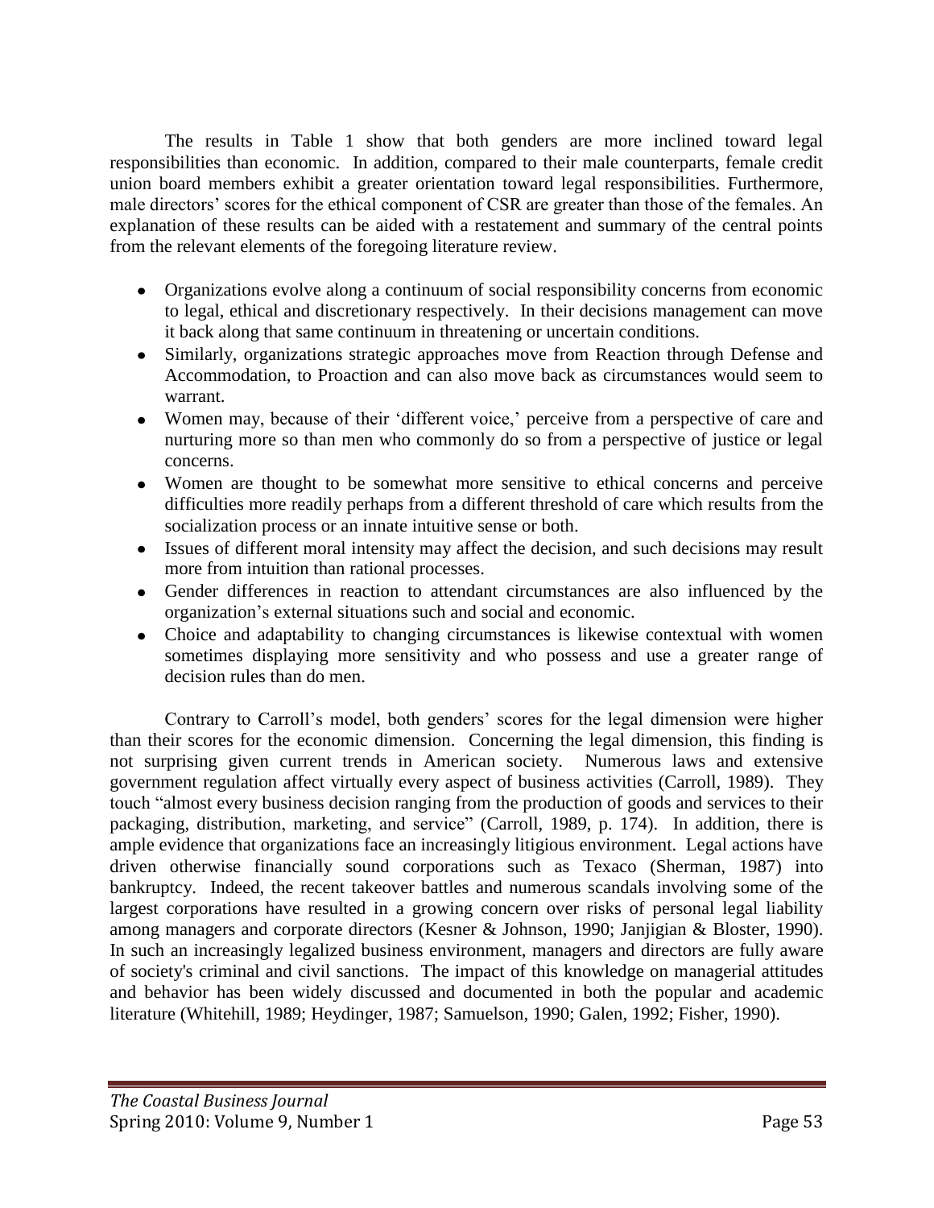The results in Table 1 show that both genders are more inclined toward legal responsibilities than economic. In addition, compared to their male counterparts, female credit union board members exhibit a greater orientation toward legal responsibilities. Furthermore, male directors' scores for the ethical component of CSR are greater than those of the females. An explanation of these results can be aided with a restatement and summary of the central points from the relevant elements of the foregoing literature review.

- Organizations evolve along a continuum of social responsibility concerns from economic to legal, ethical and discretionary respectively. In their decisions management can move it back along that same continuum in threatening or uncertain conditions.
- Similarly, organizations strategic approaches move from Reaction through Defense and Accommodation, to Proaction and can also move back as circumstances would seem to warrant.
- Women may, because of their 'different voice,' perceive from a perspective of care and nurturing more so than men who commonly do so from a perspective of justice or legal concerns.
- Women are thought to be somewhat more sensitive to ethical concerns and perceive difficulties more readily perhaps from a different threshold of care which results from the socialization process or an innate intuitive sense or both.
- Issues of different moral intensity may affect the decision, and such decisions may result more from intuition than rational processes.
- Gender differences in reaction to attendant circumstances are also influenced by the organization's external situations such and social and economic.
- Choice and adaptability to changing circumstances is likewise contextual with women sometimes displaying more sensitivity and who possess and use a greater range of decision rules than do men.

Contrary to Carroll's model, both genders' scores for the legal dimension were higher than their scores for the economic dimension. Concerning the legal dimension, this finding is not surprising given current trends in American society. Numerous laws and extensive government regulation affect virtually every aspect of business activities (Carroll, 1989). They touch "almost every business decision ranging from the production of goods and services to their packaging, distribution, marketing, and service" (Carroll, 1989, p. 174). In addition, there is ample evidence that organizations face an increasingly litigious environment. Legal actions have driven otherwise financially sound corporations such as Texaco (Sherman, 1987) into bankruptcy. Indeed, the recent takeover battles and numerous scandals involving some of the largest corporations have resulted in a growing concern over risks of personal legal liability among managers and corporate directors (Kesner & Johnson, 1990; Janjigian & Bloster, 1990). In such an increasingly legalized business environment, managers and directors are fully aware of society's criminal and civil sanctions. The impact of this knowledge on managerial attitudes and behavior has been widely discussed and documented in both the popular and academic literature (Whitehill, 1989; Heydinger, 1987; Samuelson, 1990; Galen, 1992; Fisher, 1990).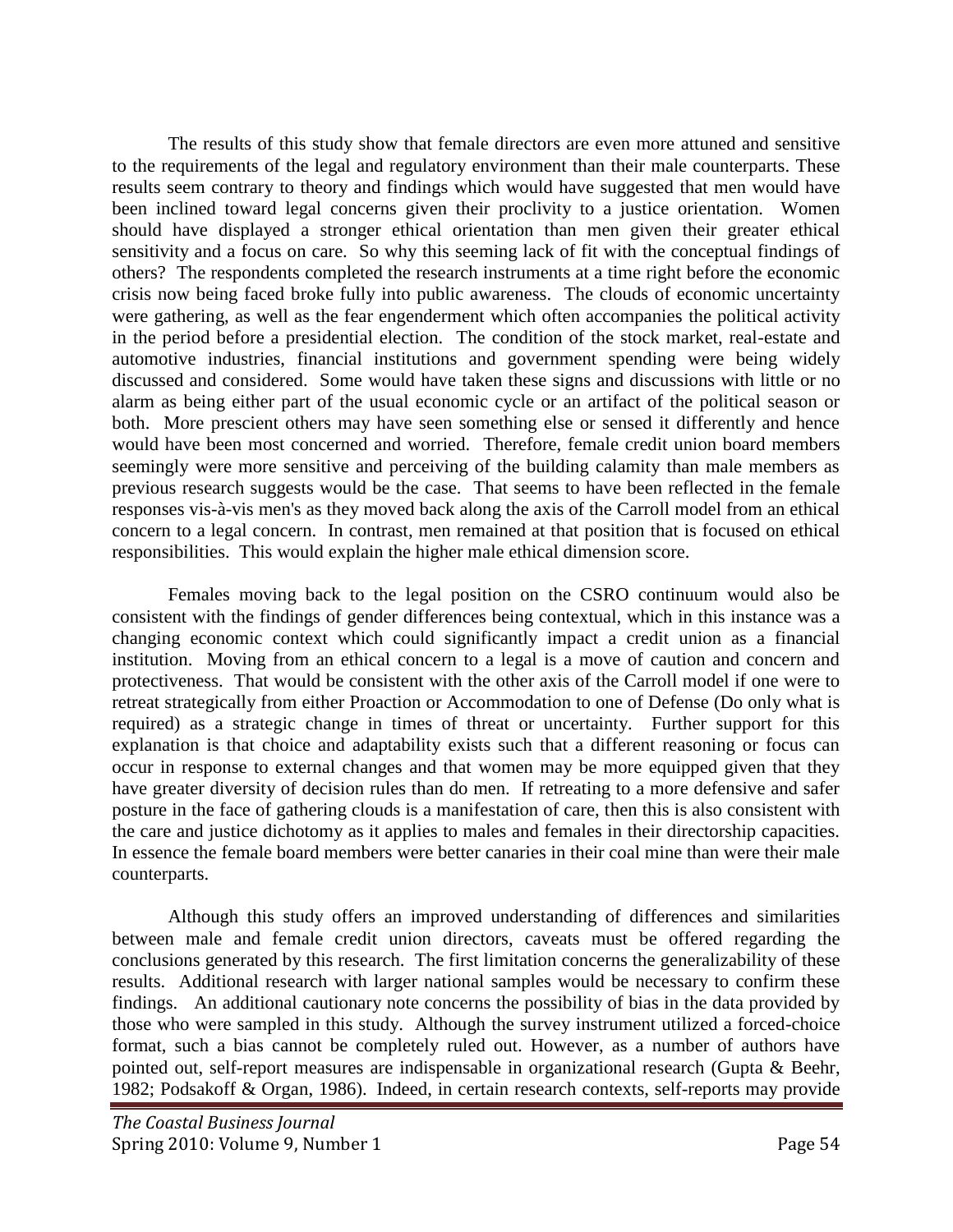The results of this study show that female directors are even more attuned and sensitive to the requirements of the legal and regulatory environment than their male counterparts. These results seem contrary to theory and findings which would have suggested that men would have been inclined toward legal concerns given their proclivity to a justice orientation. Women should have displayed a stronger ethical orientation than men given their greater ethical sensitivity and a focus on care. So why this seeming lack of fit with the conceptual findings of others? The respondents completed the research instruments at a time right before the economic crisis now being faced broke fully into public awareness. The clouds of economic uncertainty were gathering, as well as the fear engenderment which often accompanies the political activity in the period before a presidential election. The condition of the stock market, real-estate and automotive industries, financial institutions and government spending were being widely discussed and considered. Some would have taken these signs and discussions with little or no alarm as being either part of the usual economic cycle or an artifact of the political season or both. More prescient others may have seen something else or sensed it differently and hence would have been most concerned and worried. Therefore, female credit union board members seemingly were more sensitive and perceiving of the building calamity than male members as previous research suggests would be the case. That seems to have been reflected in the female responses vis-à-vis men's as they moved back along the axis of the Carroll model from an ethical concern to a legal concern. In contrast, men remained at that position that is focused on ethical responsibilities. This would explain the higher male ethical dimension score.

Females moving back to the legal position on the CSRO continuum would also be consistent with the findings of gender differences being contextual, which in this instance was a changing economic context which could significantly impact a credit union as a financial institution. Moving from an ethical concern to a legal is a move of caution and concern and protectiveness. That would be consistent with the other axis of the Carroll model if one were to retreat strategically from either Proaction or Accommodation to one of Defense (Do only what is required) as a strategic change in times of threat or uncertainty. Further support for this explanation is that choice and adaptability exists such that a different reasoning or focus can occur in response to external changes and that women may be more equipped given that they have greater diversity of decision rules than do men. If retreating to a more defensive and safer posture in the face of gathering clouds is a manifestation of care, then this is also consistent with the care and justice dichotomy as it applies to males and females in their directorship capacities. In essence the female board members were better canaries in their coal mine than were their male counterparts.

Although this study offers an improved understanding of differences and similarities between male and female credit union directors, caveats must be offered regarding the conclusions generated by this research. The first limitation concerns the generalizability of these results. Additional research with larger national samples would be necessary to confirm these findings. An additional cautionary note concerns the possibility of bias in the data provided by those who were sampled in this study. Although the survey instrument utilized a forced-choice format, such a bias cannot be completely ruled out. However, as a number of authors have pointed out, self-report measures are indispensable in organizational research (Gupta & Beehr, 1982; Podsakoff & Organ, 1986). Indeed, in certain research contexts, self-reports may provide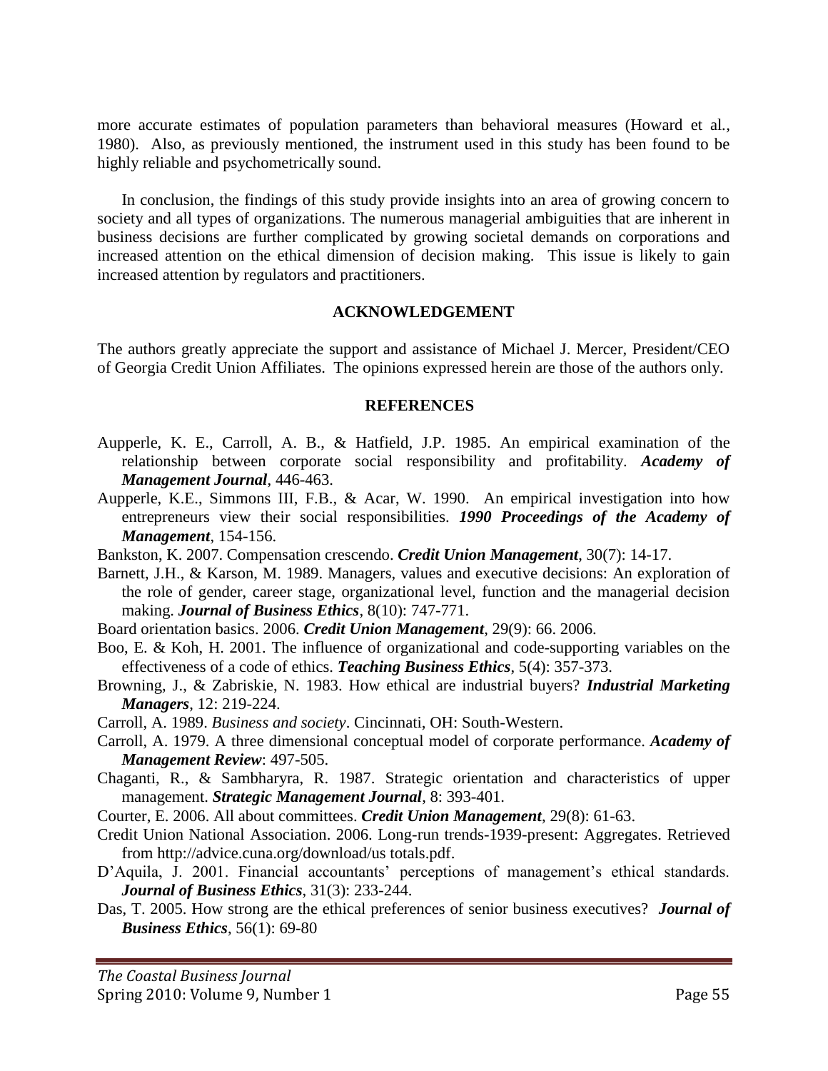more accurate estimates of population parameters than behavioral measures (Howard et al., 1980). Also, as previously mentioned, the instrument used in this study has been found to be highly reliable and psychometrically sound.

In conclusion, the findings of this study provide insights into an area of growing concern to society and all types of organizations. The numerous managerial ambiguities that are inherent in business decisions are further complicated by growing societal demands on corporations and increased attention on the ethical dimension of decision making. This issue is likely to gain increased attention by regulators and practitioners.

## ACKNOWLEDGEMENT

The authors greatly appreciate the support and assistance of Michael J. Mercer, President/CEO of Georgia Credit Union Affiliates. The opinions expressed herein are those of the authors only.

## REFERENCES

Aupperle, K. E., Carroll, A. B., & Hatfield, J.P. 1985. An empirical examination of the relationship between corporate social responsibility and profitability. ***Academy of Management Journal***, 446-463.

Aupperle, K.E., Simmons III, F.B., & Acar, W. 1990. An empirical investigation into how entrepreneurs view their social responsibilities. ***1990 Proceedings of the Academy of Management***, 154-156.

Bankston, K. 2007. Compensation crescendo. ***Credit Union Management***, 30(7): 14-17.

Barnett, J.H., & Karson, M. 1989. Managers, values and executive decisions: An exploration of the role of gender, career stage, organizational level, function and the managerial decision making. ***Journal of Business Ethics***, 8(10): 747-771.

Board orientation basics. 2006. ***Credit Union Management***, 29(9): 66. 2006.

Boo, E. & Koh, H. 2001. The influence of organizational and code-supporting variables on the effectiveness of a code of ethics. ***Teaching Business Ethics***, 5(4): 357-373.

Browning, J., & Zabriskie, N. 1983. How ethical are industrial buyers? ***Industrial Marketing Managers***, 12: 219-224.

Carroll, A. 1989. *Business and society*. Cincinnati, OH: South-Western.

Carroll, A. 1979. A three dimensional conceptual model of corporate performance. ***Academy of Management Review***: 497-505.

Chaganti, R., & Sambharyra, R. 1987. Strategic orientation and characteristics of upper management. ***Strategic Management Journal***, 8: 393-401.

Courter, E. 2006. All about committees. ***Credit Union Management***, 29(8): 61-63.

Credit Union National Association. 2006. Long-run trends-1939-present: Aggregates. Retrieved from http://advice.cuna.org/download/us totals.pdf.

D'Aquila, J. 2001. Financial accountants' perceptions of management's ethical standards. ***Journal of Business Ethics***, 31(3): 233-244.

Das, T. 2005. How strong are the ethical preferences of senior business executives? ***Journal of Business Ethics***, 56(1): 69-80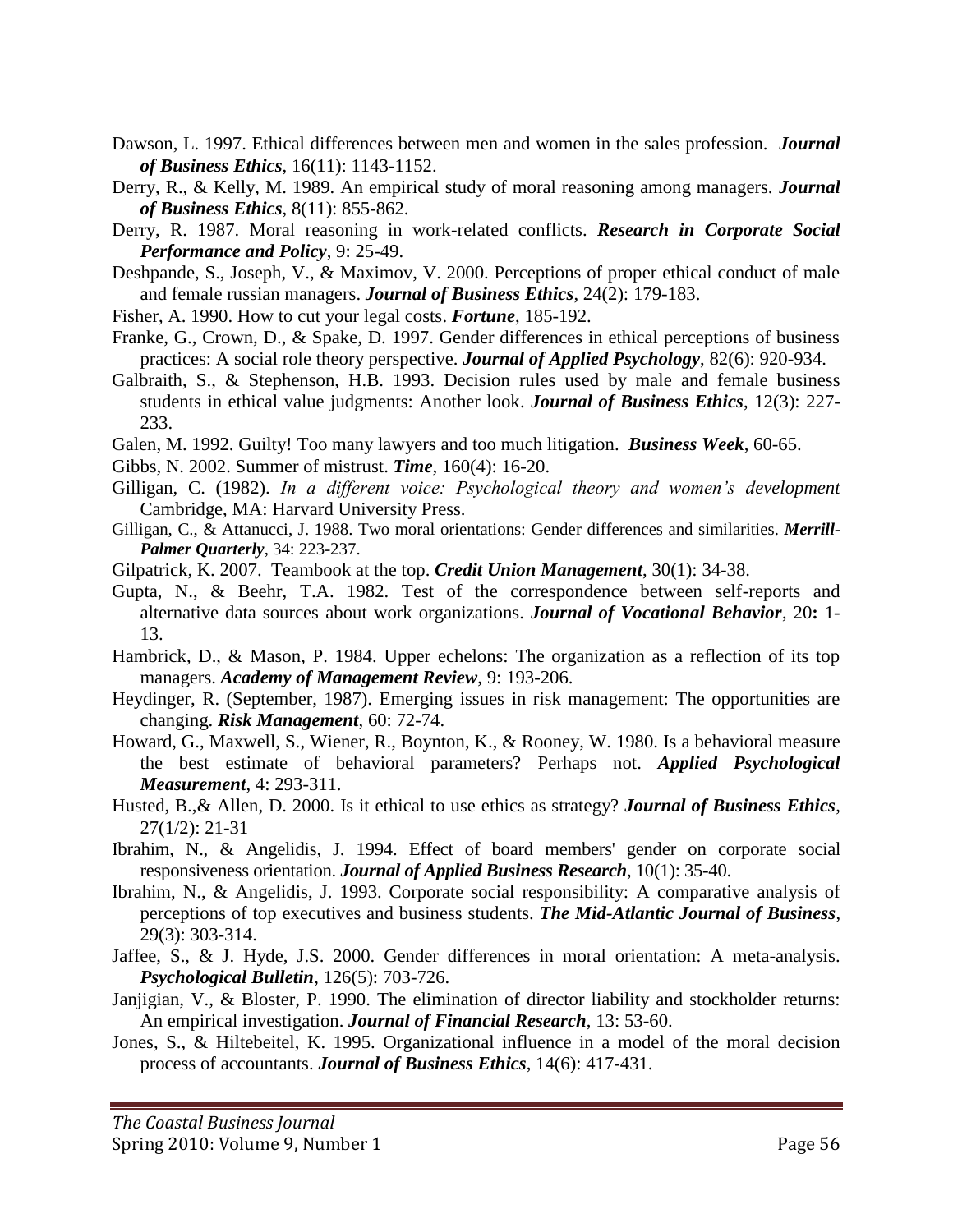Dawson, L. 1997. Ethical differences between men and women in the sales profession. ***Journal of Business Ethics***, 16(11): 1143-1152.

Derry, R., & Kelly, M. 1989. An empirical study of moral reasoning among managers. ***Journal of Business Ethics***, 8(11): 855-862.

Derry, R. 1987. Moral reasoning in work-related conflicts. ***Research in Corporate Social Performance and Policy***, 9: 25-49.

Deshpande, S., Joseph, V., & Maximov, V. 2000. Perceptions of proper ethical conduct of male and female russian managers. ***Journal of Business Ethics***, 24(2): 179-183.

Fisher, A. 1990. How to cut your legal costs. ***Fortune***, 185-192.

Franke, G., Crown, D., & Spake, D. 1997. Gender differences in ethical perceptions of business practices: A social role theory perspective. ***Journal of Applied Psychology***, 82(6): 920-934.

Galbraith, S., & Stephenson, H.B. 1993. Decision rules used by male and female business students in ethical value judgments: Another look. ***Journal of Business Ethics***, 12(3): 227-233.

Galen, M. 1992. Guilty! Too many lawyers and too much litigation. ***Business Week***, 60-65.

Gibbs, N. 2002. Summer of mistrust. ***Time***, 160(4): 16-20.

Gilligan, C. (1982). *In a different voice: Psychological theory and women's development* Cambridge, MA: Harvard University Press.

Gilligan, C., & Attanucci, J. 1988. Two moral orientations: Gender differences and similarities. ***Merrill-Palmer Quarterly***, 34: 223-237.

Gilpatrick, K. 2007. Teambook at the top. ***Credit Union Management***, 30(1): 34-38.

Gupta, N., & Beehr, T.A. 1982. Test of the correspondence between self-reports and alternative data sources about work organizations. ***Journal of Vocational Behavior***, 20**:** 1-13.

Hambrick, D., & Mason, P. 1984. Upper echelons: The organization as a reflection of its top managers. ***Academy of Management Review***, 9: 193-206.

Heydinger, R. (September, 1987). Emerging issues in risk management: The opportunities are changing. ***Risk Management***, 60: 72-74.

Howard, G., Maxwell, S., Wiener, R., Boynton, K., & Rooney, W. 1980. Is a behavioral measure the best estimate of behavioral parameters? Perhaps not. ***Applied Psychological Measurement***, 4: 293-311.

Husted, B.,& Allen, D. 2000. Is it ethical to use ethics as strategy? ***Journal of Business Ethics***, 27(1/2): 21-31

Ibrahim, N., & Angelidis, J. 1994. Effect of board members' gender on corporate social responsiveness orientation. ***Journal of Applied Business Research***, 10(1): 35-40.

Ibrahim, N., & Angelidis, J. 1993. Corporate social responsibility: A comparative analysis of perceptions of top executives and business students. ***The Mid-Atlantic Journal of Business***, 29(3): 303-314.

Jaffee, S., & J. Hyde, J.S. 2000. Gender differences in moral orientation: A meta-analysis. ***Psychological Bulletin***, 126(5): 703-726.

Janjigian, V., & Bloster, P. 1990. The elimination of director liability and stockholder returns: An empirical investigation. ***Journal of Financial Research***, 13: 53-60.

Jones, S., & Hiltebeitel, K. 1995. Organizational influence in a model of the moral decision process of accountants. ***Journal of Business Ethics***, 14(6): 417-431.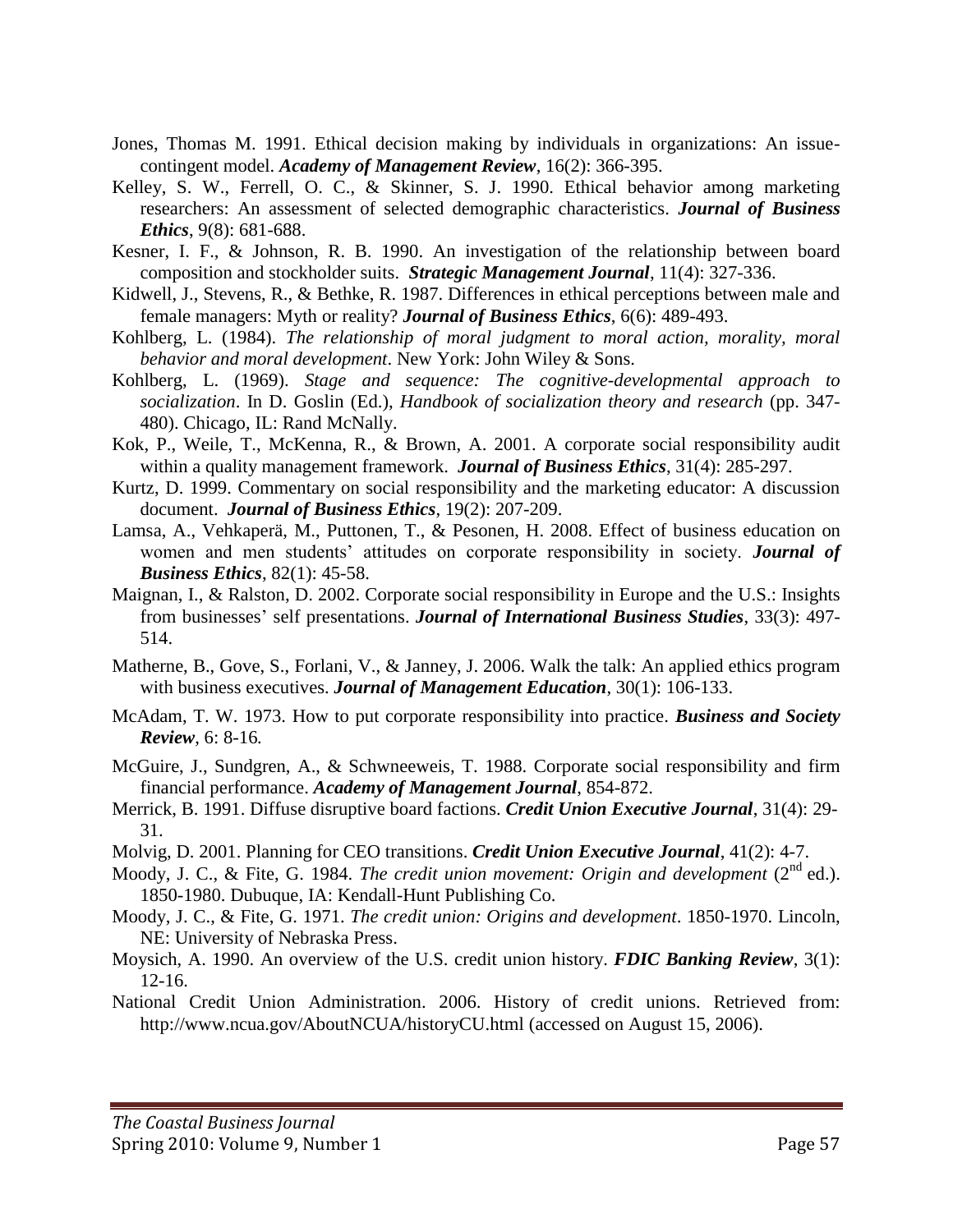Jones, Thomas M. 1991. Ethical decision making by individuals in organizations: An issue-contingent model. ***Academy of Management Review***, 16(2): 366-395.

Kelley, S. W., Ferrell, O. C., & Skinner, S. J. 1990. Ethical behavior among marketing researchers: An assessment of selected demographic characteristics. ***Journal of Business Ethics***, 9(8): 681-688.

Kesner, I. F., & Johnson, R. B. 1990. An investigation of the relationship between board composition and stockholder suits. ***Strategic Management Journal***, 11(4): 327-336.

Kidwell, J., Stevens, R., & Bethke, R. 1987. Differences in ethical perceptions between male and female managers: Myth or reality? ***Journal of Business Ethics***, 6(6): 489-493.

Kohlberg, L. (1984). *The relationship of moral judgment to moral action, morality, moral behavior and moral development*. New York: John Wiley & Sons.

Kohlberg, L. (1969). *Stage and sequence: The cognitive-developmental approach to socialization*. In D. Goslin (Ed.), *Handbook of socialization theory and research* (pp. 347-480). Chicago, IL: Rand McNally.

Kok, P., Weile, T., McKenna, R., & Brown, A. 2001. A corporate social responsibility audit within a quality management framework. ***Journal of Business Ethics***, 31(4): 285-297.

Kurtz, D. 1999. Commentary on social responsibility and the marketing educator: A discussion document. ***Journal of Business Ethics***, 19(2): 207-209.

Lamsa, A., Vehkaperä, M., Puttonen, T., & Pesonen, H. 2008. Effect of business education on women and men students' attitudes on corporate responsibility in society. ***Journal of Business Ethics***, 82(1): 45-58.

Maignan, I., & Ralston, D. 2002. Corporate social responsibility in Europe and the U.S.: Insights from businesses' self presentations. ***Journal of International Business Studies***, 33(3): 497-514.

Matherne, B., Gove, S., Forlani, V., & Janney, J. 2006. Walk the talk: An applied ethics program with business executives. ***Journal of Management Education***, 30(1): 106-133.

McAdam, T. W. 1973. How to put corporate responsibility into practice. ***Business and Society Review***, 6: 8-16.

McGuire, J., Sundgren, A., & Schwneeweis, T. 1988. Corporate social responsibility and firm financial performance. ***Academy of Management Journal***, 854-872.

Merrick, B. 1991. Diffuse disruptive board factions. ***Credit Union Executive Journal***, 31(4): 29-31.

Molvig, D. 2001. Planning for CEO transitions. ***Credit Union Executive Journal***, 41(2): 4-7.

Moody, J. C., & Fite, G. 1984. *The credit union movement: Origin and development* (2nd ed.). 1850-1980. Dubuque, IA: Kendall-Hunt Publishing Co.

Moody, J. C., & Fite, G. 1971. *The credit union: Origins and development*. 1850-1970. Lincoln, NE: University of Nebraska Press.

Moysich, A. 1990. An overview of the U.S. credit union history. ***FDIC Banking Review***, 3(1): 12-16.

National Credit Union Administration. 2006. History of credit unions. Retrieved from: http://www.ncua.gov/AboutNCUA/historyCU.html (accessed on August 15, 2006).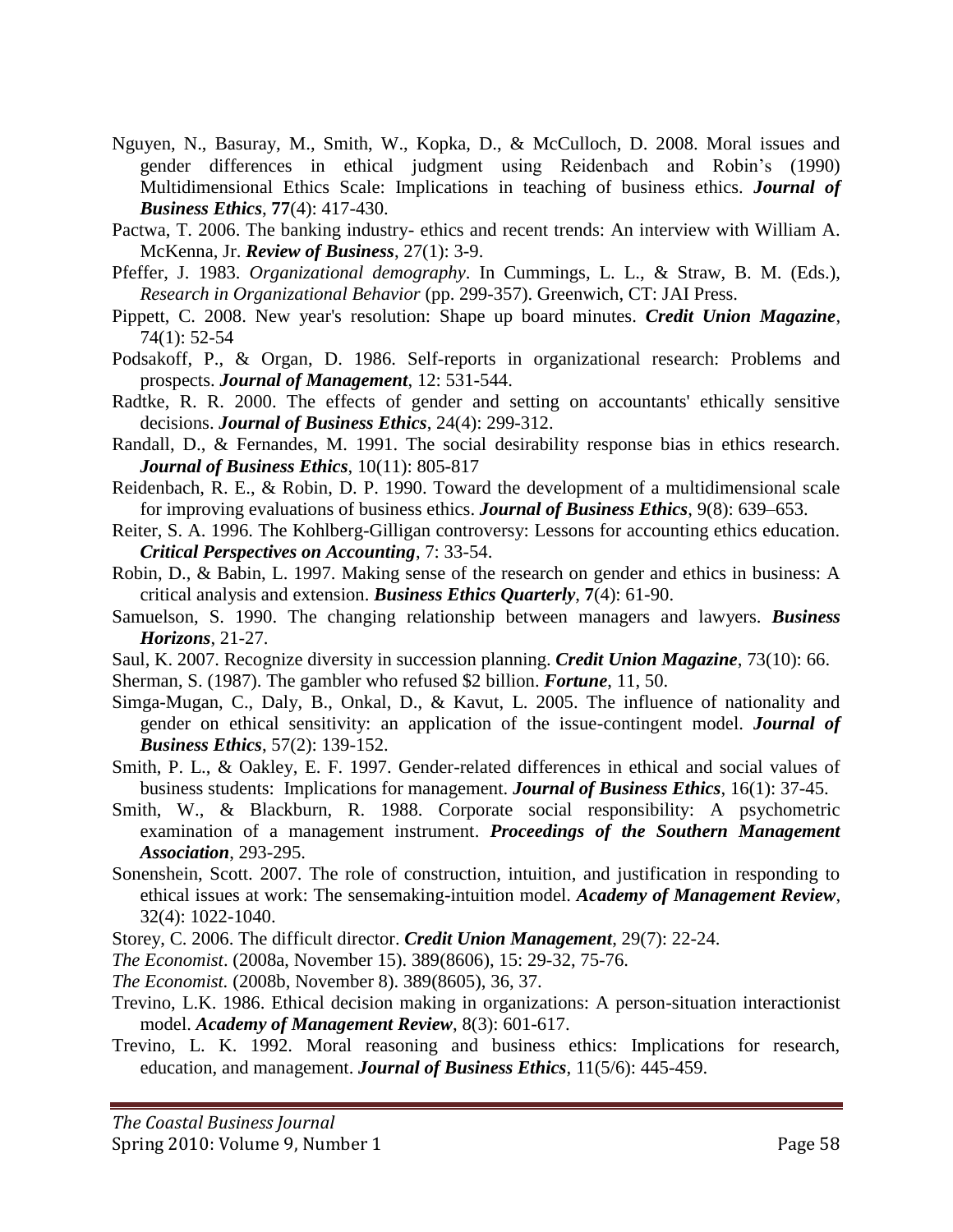Nguyen, N., Basuray, M., Smith, W., Kopka, D., & McCulloch, D. 2008. Moral issues and gender differences in ethical judgment using Reidenbach and Robin's (1990) Multidimensional Ethics Scale: Implications in teaching of business ethics. ***Journal of Business Ethics***, **77**(4): 417-430.

Pactwa, T. 2006. The banking industry- ethics and recent trends: An interview with William A. McKenna, Jr. ***Review of Business***, 27(1): 3-9.

Pfeffer, J. 1983. *Organizational demography*. In Cummings, L. L., & Straw, B. M. (Eds.), *Research in Organizational Behavior* (pp. 299-357). Greenwich, CT: JAI Press.

Pippett, C. 2008. New year's resolution: Shape up board minutes. ***Credit Union Magazine***, 74(1): 52-54

Podsakoff, P., & Organ, D. 1986. Self-reports in organizational research: Problems and prospects. ***Journal of Management***, 12: 531-544.

Radtke, R. R. 2000. The effects of gender and setting on accountants' ethically sensitive decisions. ***Journal of Business Ethics***, 24(4): 299-312.

Randall, D., & Fernandes, M. 1991. The social desirability response bias in ethics research. ***Journal of Business Ethics***, 10(11): 805-817

Reidenbach, R. E., & Robin, D. P. 1990. Toward the development of a multidimensional scale for improving evaluations of business ethics. ***Journal of Business Ethics***, 9(8): 639–653.

Reiter, S. A. 1996. The Kohlberg-Gilligan controversy: Lessons for accounting ethics education. ***Critical Perspectives on Accounting***, 7: 33-54.

Robin, D., & Babin, L. 1997. Making sense of the research on gender and ethics in business: A critical analysis and extension. ***Business Ethics Quarterly***, **7**(4): 61-90.

Samuelson, S. 1990. The changing relationship between managers and lawyers. ***Business Horizons***, 21-27.

Saul, K. 2007. Recognize diversity in succession planning. ***Credit Union Magazine***, 73(10): 66.

Sherman, S. (1987). The gambler who refused $2 billion. ***Fortune***, 11, 50.

Simga-Mugan, C., Daly, B., Onkal, D., & Kavut, L. 2005. The influence of nationality and gender on ethical sensitivity: an application of the issue-contingent model. ***Journal of Business Ethics***, 57(2): 139-152.

Smith, P. L., & Oakley, E. F. 1997. Gender-related differences in ethical and social values of business students: Implications for management. ***Journal of Business Ethics***, 16(1): 37-45.

Smith, W., & Blackburn, R. 1988. Corporate social responsibility: A psychometric examination of a management instrument. ***Proceedings of the Southern Management Association***, 293-295.

Sonenshein, Scott. 2007. The role of construction, intuition, and justification in responding to ethical issues at work: The sensemaking-intuition model. ***Academy of Management Review***, 32(4): 1022-1040.

Storey, C. 2006. The difficult director. ***Credit Union Management***, 29(7): 22-24.

*The Economist*. (2008a, November 15). 389(8606), 15: 29-32, 75-76.

*The Economist.* (2008b, November 8). 389(8605), 36, 37.

Trevino, L.K. 1986. Ethical decision making in organizations: A person-situation interactionist model. ***Academy of Management Review***, 8(3): 601-617.

Trevino, L. K. 1992. Moral reasoning and business ethics: Implications for research, education, and management. ***Journal of Business Ethics***, 11(5/6): 445-459.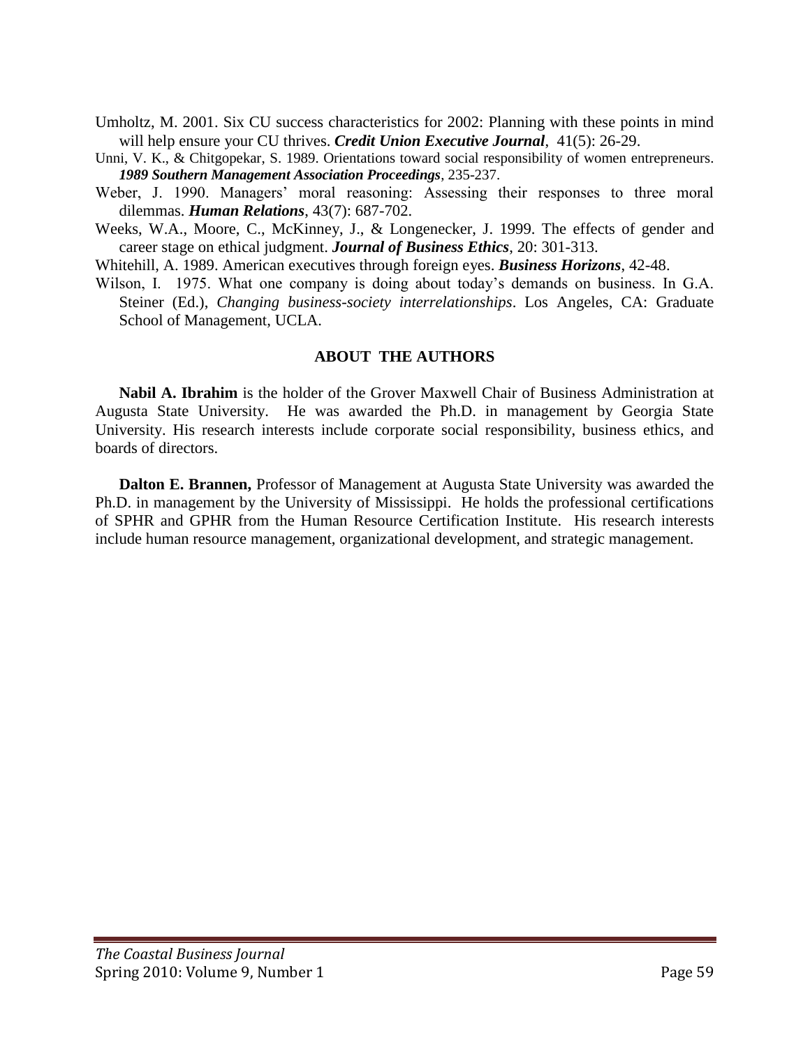Umholtz, M. 2001. Six CU success characteristics for 2002: Planning with these points in mind will help ensure your CU thrives. ***Credit Union Executive Journal***, 41(5): 26-29.

Unni, V. K., & Chitgopekar, S. 1989. Orientations toward social responsibility of women entrepreneurs. ***1989 Southern Management Association Proceedings***, 235-237.

Weber, J. 1990. Managers' moral reasoning: Assessing their responses to three moral dilemmas. ***Human Relations***, 43(7): 687-702.

Weeks, W.A., Moore, C., McKinney, J., & Longenecker, J. 1999. The effects of gender and career stage on ethical judgment. ***Journal of Business Ethics***, 20: 301-313.

Whitehill, A. 1989. American executives through foreign eyes. ***Business Horizons***, 42-48.

Wilson, I. 1975. What one company is doing about today's demands on business. In G.A. Steiner (Ed.), *Changing business-society interrelationships*. Los Angeles, CA: Graduate School of Management, UCLA.

## ABOUT THE AUTHORS

**Nabil A. Ibrahim** is the holder of the Grover Maxwell Chair of Business Administration at Augusta State University. He was awarded the Ph.D. in management by Georgia State University. His research interests include corporate social responsibility, business ethics, and boards of directors.

**Dalton E. Brannen,** Professor of Management at Augusta State University was awarded the Ph.D. in management by the University of Mississippi. He holds the professional certifications of SPHR and GPHR from the Human Resource Certification Institute. His research interests include human resource management, organizational development, and strategic management.